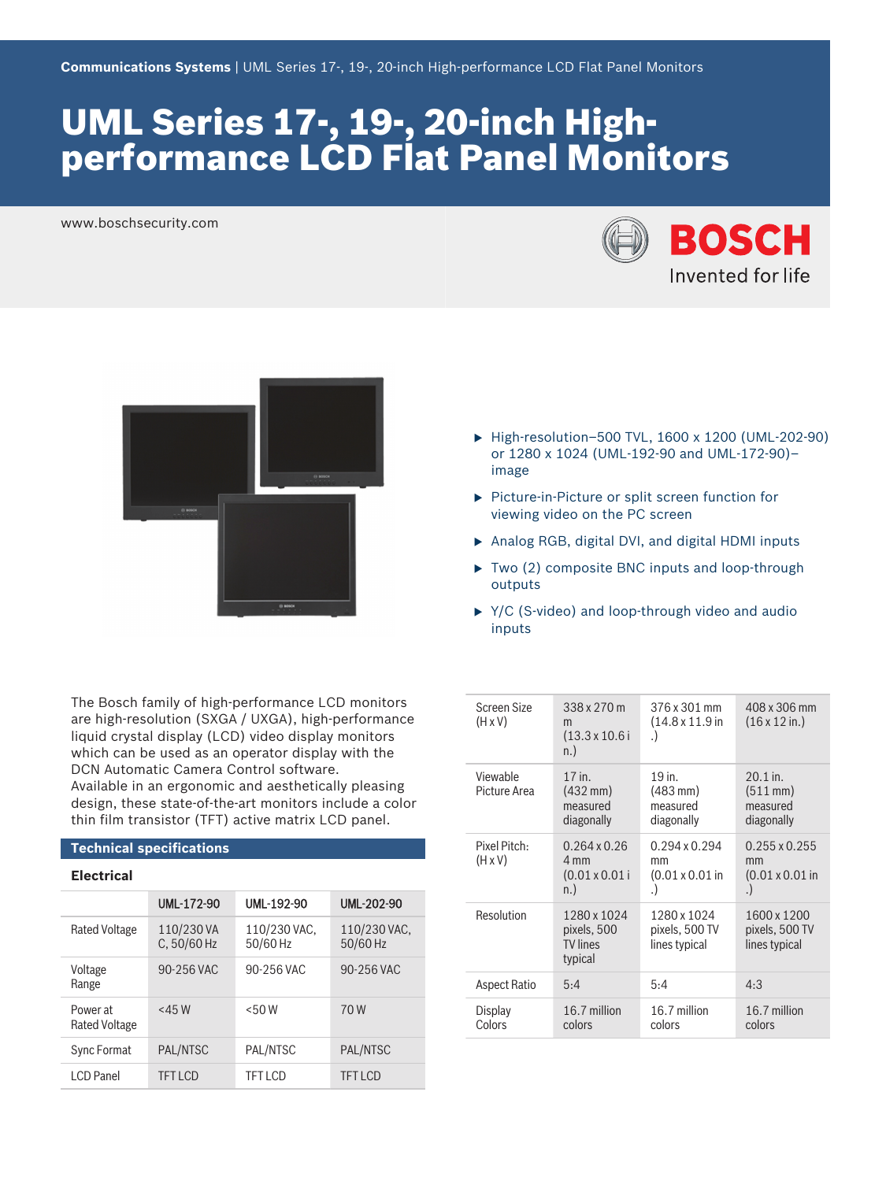Communications Systems | UML Series 17-, 19-, 20-inch High-performance LCD Flat Panel Monitors

# UML Series 17-, 19-, 20-inch High-performance LCD Flat Panel Monitors

www.boschsecurity.com

BOSCH
Invented for life

- High-resolution–500 TVL, 1600 x 1200 (UML-202-90) or 1280 x 1024 (UML-192-90 and UML-172-90)–image
- Picture-in-Picture or split screen function for viewing video on the PC screen
- Analog RGB, digital DVI, and digital HDMI inputs
- Two (2) composite BNC inputs and loop-through outputs
- Y/C (S-video) and loop-through video and audio inputs

The Bosch family of high-performance LCD monitors are high-resolution (SXGA / UXGA), high-performance liquid crystal display (LCD) video display monitors which can be used as an operator display with the DCN Automatic Camera Control software.
Available in an ergonomic and aesthetically pleasing design, these state-of-the-art monitors include a color thin film transistor (TFT) active matrix LCD panel.

## Technical specifications

### Electrical

| | UML-172-90 | UML-192-90 | UML-202-90 |
|---|---|---|---|
| Rated Voltage | 110/230 VAC, 50/60 Hz | 110/230 VAC, 50/60 Hz | 110/230 VAC, 50/60 Hz |
| Voltage Range | 90-256 VAC | 90-256 VAC | 90-256 VAC |
| Power at Rated Voltage | <45 W | <50 W | 70 W |
| Sync Format | PAL/NTSC | PAL/NTSC | PAL/NTSC |
| LCD Panel | TFT LCD | TFT LCD | TFT LCD |

| | | | |
|---|---|---|---|
| Screen Size (H x V) | 338 x 270 mm (13.3 x 10.6 in.) | 376 x 301 mm (14.8 x 11.9 in.) | 408 x 306 mm (16 x 12 in.) |
| Viewable Picture Area | 17 in. (432 mm) measured diagonally | 19 in. (483 mm) measured diagonally | 20.1 in. (511 mm) measured diagonally |
| Pixel Pitch: (H x V) | 0.264 x 0.264 mm (0.01 x 0.01 in.) | 0.294 x 0.294 mm (0.01 x 0.01 in.) | 0.255 x 0.255 mm (0.01 x 0.01 in.) |
| Resolution | 1280 x 1024 pixels, 500 TV lines typical | 1280 x 1024 pixels, 500 TV lines typical | 1600 x 1200 pixels, 500 TV lines typical |
| Aspect Ratio | 5:4 | 5:4 | 4:3 |
| Display Colors | 16.7 million colors | 16.7 million colors | 16.7 million colors |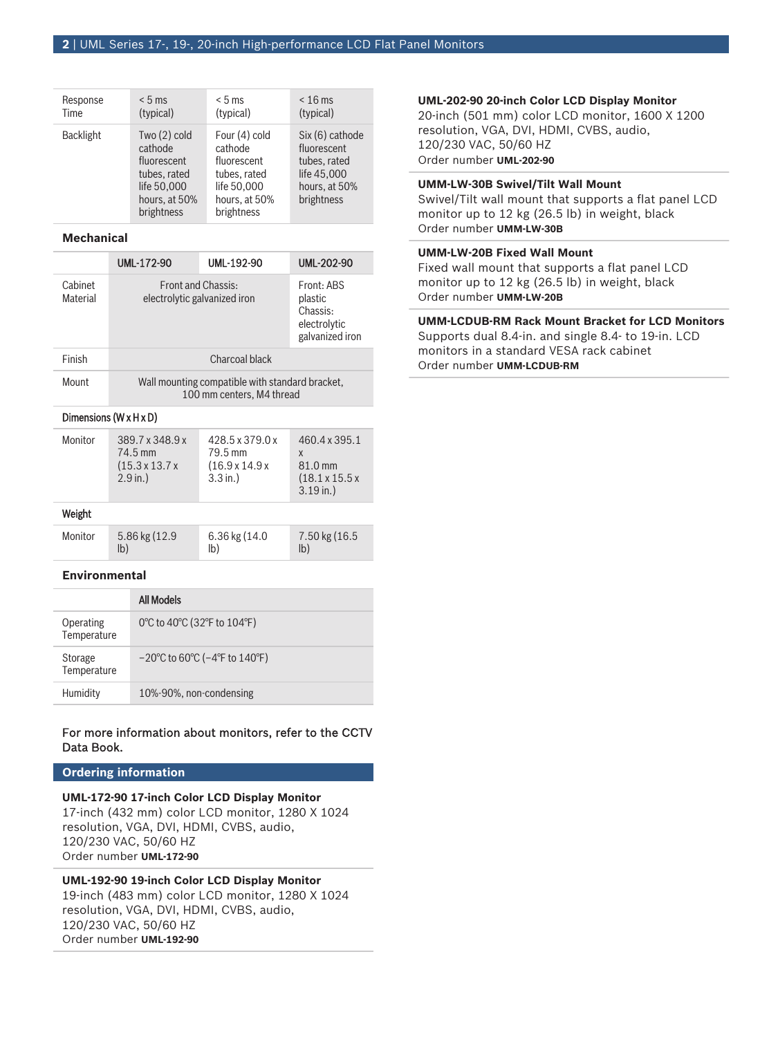| | | | |
|---|---|---|---|
| Response Time | < 5 ms (typical) | < 5 ms (typical) | < 16 ms (typical) |
| Backlight | Two (2) cold cathode fluorescent tubes, rated life 50,000 hours, at 50% brightness | Four (4) cold cathode fluorescent tubes, rated life 50,000 hours, at 50% brightness | Six (6) cathode fluorescent tubes, rated life 45,000 hours, at 50% brightness |

### Mechanical

| | UML-172-90 | UML-192-90 | UML-202-90 |
|---|---|---|---|
| Cabinet Material | Front and Chassis: electrolytic galvanized iron | | Front: ABS plastic Chassis: electrolytic galvanized iron |
| Finish | Charcoal black | | |
| Mount | Wall mounting compatible with standard bracket, 100 mm centers, M4 thread | | |
| **Dimensions (W x H x D)** | | | |
| Monitor | 389.7 x 348.9 x 74.5 mm (15.3 x 13.7 x 2.9 in.) | 428.5 x 379.0 x 79.5 mm (16.9 x 14.9 x 3.3 in.) | 460.4 x 395.1 x 81.0 mm (18.1 x 15.5 x 3.19 in.) |
| **Weight** | | | |
| Monitor | 5.86 kg (12.9 lb) | 6.36 kg (14.0 lb) | 7.50 kg (16.5 lb) |

### Environmental

| | All Models |
|---|---|
| Operating Temperature | 0°C to 40°C (32°F to 104°F) |
| Storage Temperature | −20°C to 60°C (−4°F to 140°F) |
| Humidity | 10%-90%, non-condensing |

For more information about monitors, refer to the CCTV Data Book.

## Ordering information

**UML-172-90 17-inch Color LCD Display Monitor**
17-inch (432 mm) color LCD monitor, 1280 X 1024 resolution, VGA, DVI, HDMI, CVBS, audio, 120/230 VAC, 50/60 HZ
Order number **UML-172-90**

**UML-192-90 19-inch Color LCD Display Monitor**
19-inch (483 mm) color LCD monitor, 1280 X 1024 resolution, VGA, DVI, HDMI, CVBS, audio, 120/230 VAC, 50/60 HZ
Order number **UML-192-90**

**UML-202-90 20-inch Color LCD Display Monitor**
20-inch (501 mm) color LCD monitor, 1600 X 1200 resolution, VGA, DVI, HDMI, CVBS, audio, 120/230 VAC, 50/60 HZ
Order number **UML-202-90**

**UMM-LW-30B Swivel/Tilt Wall Mount**
Swivel/Tilt wall mount that supports a flat panel LCD monitor up to 12 kg (26.5 lb) in weight, black
Order number **UMM-LW-30B**

**UMM-LW-20B Fixed Wall Mount**
Fixed wall mount that supports a flat panel LCD monitor up to 12 kg (26.5 lb) in weight, black
Order number **UMM-LW-20B**

**UMM-LCDUB-RM Rack Mount Bracket for LCD Monitors**
Supports dual 8.4-in. and single 8.4- to 19-in. LCD monitors in a standard VESA rack cabinet
Order number **UMM-LCDUB-RM**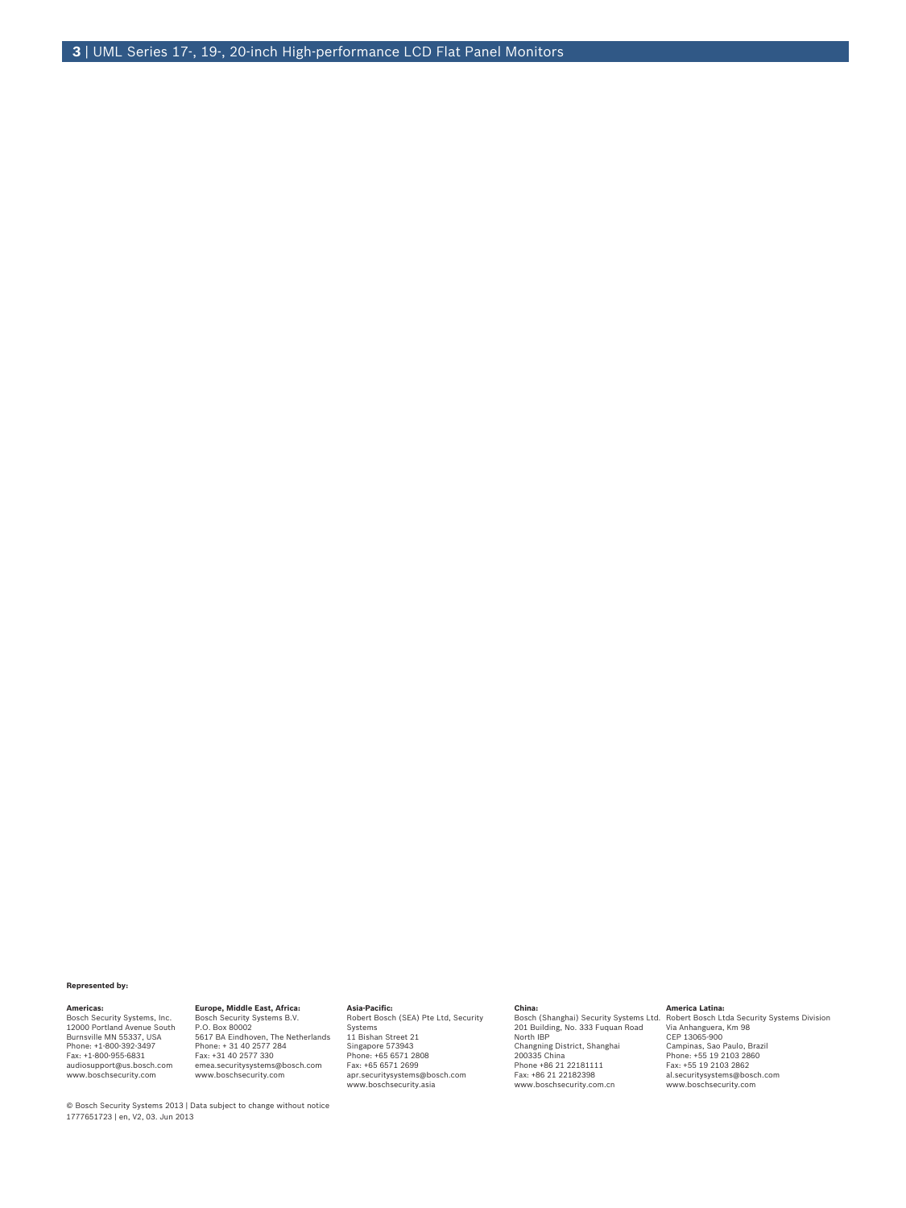**Represented by:**

**Americas:**
Bosch Security Systems, Inc.
12000 Portland Avenue South
Burnsville MN 55337, USA
Phone: +1-800-392-3497
Fax: +1-800-955-6831
audiosupport@us.bosch.com
www.boschsecurity.com

**Europe, Middle East, Africa:**
Bosch Security Systems B.V.
P.O. Box 80002
5617 BA Eindhoven, The Netherlands
Phone: + 31 40 2577 284
Fax: +31 40 2577 330
emea.securitysystems@bosch.com
www.boschsecurity.com

**Asia-Pacific:**
Robert Bosch (SEA) Pte Ltd, Security Systems
11 Bishan Street 21
Singapore 573943
Phone: +65 6571 2808
Fax: +65 6571 2699
apr.securitysystems@bosch.com
www.boschsecurity.asia

**China:**
Bosch (Shanghai) Security Systems Ltd.
201 Building, No. 333 Fuquan Road
North IBP
Changning District, Shanghai
200335 China
Phone +86 21 22181111
Fax: +86 21 22182398
www.boschsecurity.com.cn

**America Latina:**
Robert Bosch Ltda Security Systems Division
Via Anhanguera, Km 98
CEP 13065-900
Campinas, Sao Paulo, Brazil
Phone: +55 19 2103 2860
Fax: +55 19 2103 2862
al.securitysystems@bosch.com
www.boschsecurity.com

© Bosch Security Systems 2013 | Data subject to change without notice
1777651723 | en, V2, 03. Jun 2013